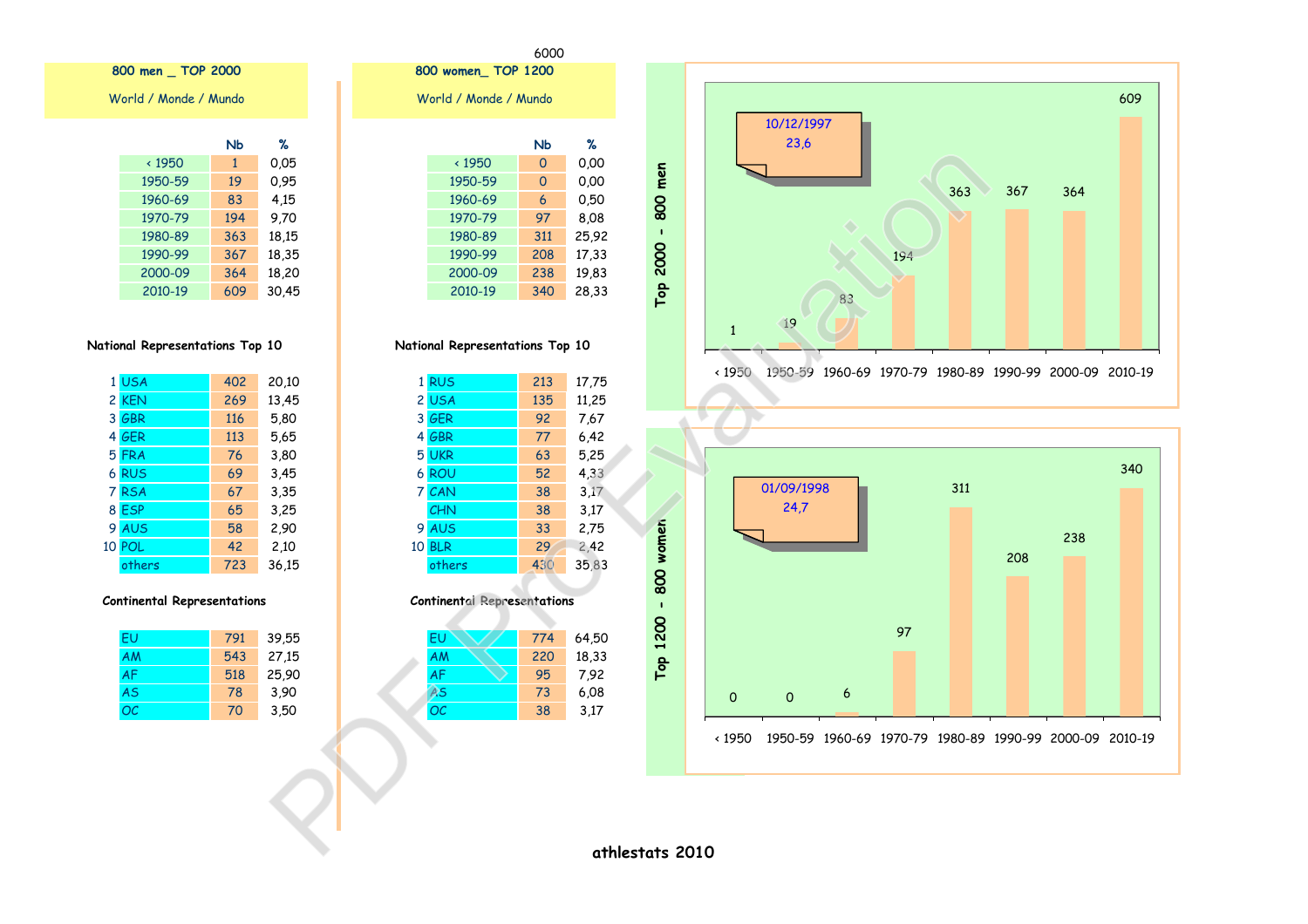6000

## 800 men _ TOP 2000

World / Monde / Mundo

| | Nb | % |
|---|---|---|
| < 1950 | 1 | 0,05 |
| 1950-59 | 19 | 0,95 |
| 1960-69 | 83 | 4,15 |
| 1970-79 | 194 | 9,70 |
| 1980-89 | 363 | 18,15 |
| 1990-99 | 367 | 18,35 |
| 2000-09 | 364 | 18,20 |
| 2010-19 | 609 | 30,45 |

### National Representations Top 10

| | | Nb | % |
|---|---|---|---|
| 1 | USA | 402 | 20,10 |
| 2 | KEN | 269 | 13,45 |
| 3 | GBR | 116 | 5,80 |
| 4 | GER | 113 | 5,65 |
| 5 | FRA | 76 | 3,80 |
| 6 | RUS | 69 | 3,45 |
| 7 | RSA | 67 | 3,35 |
| 8 | ESP | 65 | 3,25 |
| 9 | AUS | 58 | 2,90 |
| 10 | POL | 42 | 2,10 |
| | others | 723 | 36,15 |

### Continental Representations

| | Nb | % |
|---|---|---|
| EU | 791 | 39,55 |
| AM | 543 | 27,15 |
| AF | 518 | 25,90 |
| AS | 78 | 3,90 |
| OC | 70 | 3,50 |

## 800 women_ TOP 1200

World / Monde / Mundo

| | Nb | % |
|---|---|---|
| < 1950 | 0 | 0,00 |
| 1950-59 | 0 | 0,00 |
| 1960-69 | 6 | 0,50 |
| 1970-79 | 97 | 8,08 |
| 1980-89 | 311 | 25,92 |
| 1990-99 | 208 | 17,33 |
| 2000-09 | 238 | 19,83 |
| 2010-19 | 340 | 28,33 |

### National Representations Top 10

| | | Nb | % |
|---|---|---|---|
| 1 | RUS | 213 | 17,75 |
| 2 | USA | 135 | 11,25 |
| 3 | GER | 92 | 7,67 |
| 4 | GBR | 77 | 6,42 |
| 5 | UKR | 63 | 5,25 |
| 6 | ROU | 52 | 4,33 |
| 7 | CAN | 38 | 3,17 |
| | CHN | 38 | 3,17 |
| 9 | AUS | 33 | 2,75 |
| 10 | BLR | 29 | 2,42 |
| | others | 430 | 35,83 |

### Continental Representations

| | Nb | % |
|---|---|---|
| EU | 774 | 64,50 |
| AM | 220 | 18,33 |
| AF | 95 | 7,92 |
| AS | 73 | 6,08 |
| OC | 38 | 3,17 |

## Top 2000 - 800 men

10/12/1997
23,6

| < 1950 | 1950-59 | 1960-69 | 1970-79 | 1980-89 | 1990-99 | 2000-09 | 2010-19 |
|---|---|---|---|---|---|---|---|
| 1 | 19 | 83 | 194 | 363 | 367 | 364 | 609 |

## Top 1200 - 800 women

01/09/1998
24,7

| < 1950 | 1950-59 | 1960-69 | 1970-79 | 1980-89 | 1990-99 | 2000-09 | 2010-19 |
|---|---|---|---|---|---|---|---|
| 0 | 0 | 6 | 97 | 311 | 208 | 238 | 340 |

athlestats 2010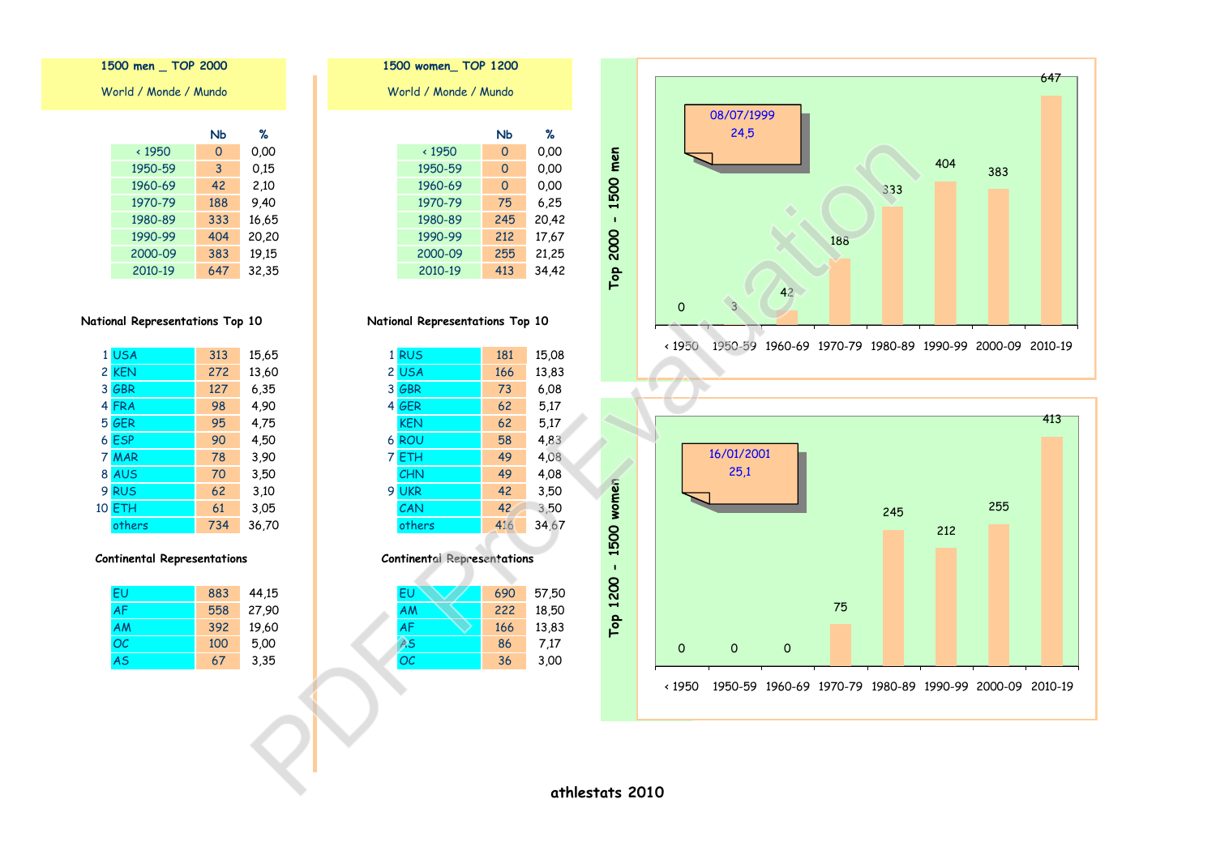## 1500 men _ TOP 2000

World / Monde / Mundo

| | Nb | % |
|---|---|---|
| < 1950 | 0 | 0,00 |
| 1950-59 | 3 | 0,15 |
| 1960-69 | 42 | 2,10 |
| 1970-79 | 188 | 9,40 |
| 1980-89 | 333 | 16,65 |
| 1990-99 | 404 | 20,20 |
| 2000-09 | 383 | 19,15 |
| 2010-19 | 647 | 32,35 |

### National Representations Top 10

| | | Nb | % |
|---|---|---|---|
| 1 | USA | 313 | 15,65 |
| 2 | KEN | 272 | 13,60 |
| 3 | GBR | 127 | 6,35 |
| 4 | FRA | 98 | 4,90 |
| 5 | GER | 95 | 4,75 |
| 6 | ESP | 90 | 4,50 |
| 7 | MAR | 78 | 3,90 |
| 8 | AUS | 70 | 3,50 |
| 9 | RUS | 62 | 3,10 |
| 10 | ETH | 61 | 3,05 |
| | others | 734 | 36,70 |

### Continental Representations

| | Nb | % |
|---|---|---|
| EU | 883 | 44,15 |
| AF | 558 | 27,90 |
| AM | 392 | 19,60 |
| OC | 100 | 5,00 |
| AS | 67 | 3,35 |

## 1500 women_ TOP 1200

World / Monde / Mundo

| | Nb | % |
|---|---|---|
| < 1950 | 0 | 0,00 |
| 1950-59 | 0 | 0,00 |
| 1960-69 | 0 | 0,00 |
| 1970-79 | 75 | 6,25 |
| 1980-89 | 245 | 20,42 |
| 1990-99 | 212 | 17,67 |
| 2000-09 | 255 | 21,25 |
| 2010-19 | 413 | 34,42 |

### National Representations Top 10

| | | Nb | % |
|---|---|---|---|
| 1 | RUS | 181 | 15,08 |
| 2 | USA | 166 | 13,83 |
| 3 | GBR | 73 | 6,08 |
| 4 | GER | 62 | 5,17 |
| | KEN | 62 | 5,17 |
| 6 | ROU | 58 | 4,83 |
| 7 | ETH | 49 | 4,08 |
| | CHN | 49 | 4,08 |
| 9 | UKR | 42 | 3,50 |
| | CAN | 42 | 3,50 |
| | others | 416 | 34,67 |

### Continental Representations

| | Nb | % |
|---|---|---|
| EU | 690 | 57,50 |
| AM | 222 | 18,50 |
| AF | 166 | 13,83 |
| AS | 86 | 7,17 |
| OC | 36 | 3,00 |

### Top 2000 - 1500 men

08/07/1999
24,5

| < 1950 | 1950-59 | 1960-69 | 1970-79 | 1980-89 | 1990-99 | 2000-09 | 2010-19 |
|---|---|---|---|---|---|---|---|
| 0 | 3 | 42 | 188 | 333 | 404 | 383 | 647 |

### Top 1200 - 1500 women

16/01/2001
25,1

| < 1950 | 1950-59 | 1960-69 | 1970-79 | 1980-89 | 1990-99 | 2000-09 | 2010-19 |
|---|---|---|---|---|---|---|---|
| 0 | 0 | 0 | 75 | 245 | 212 | 255 | 413 |

athlestats 2010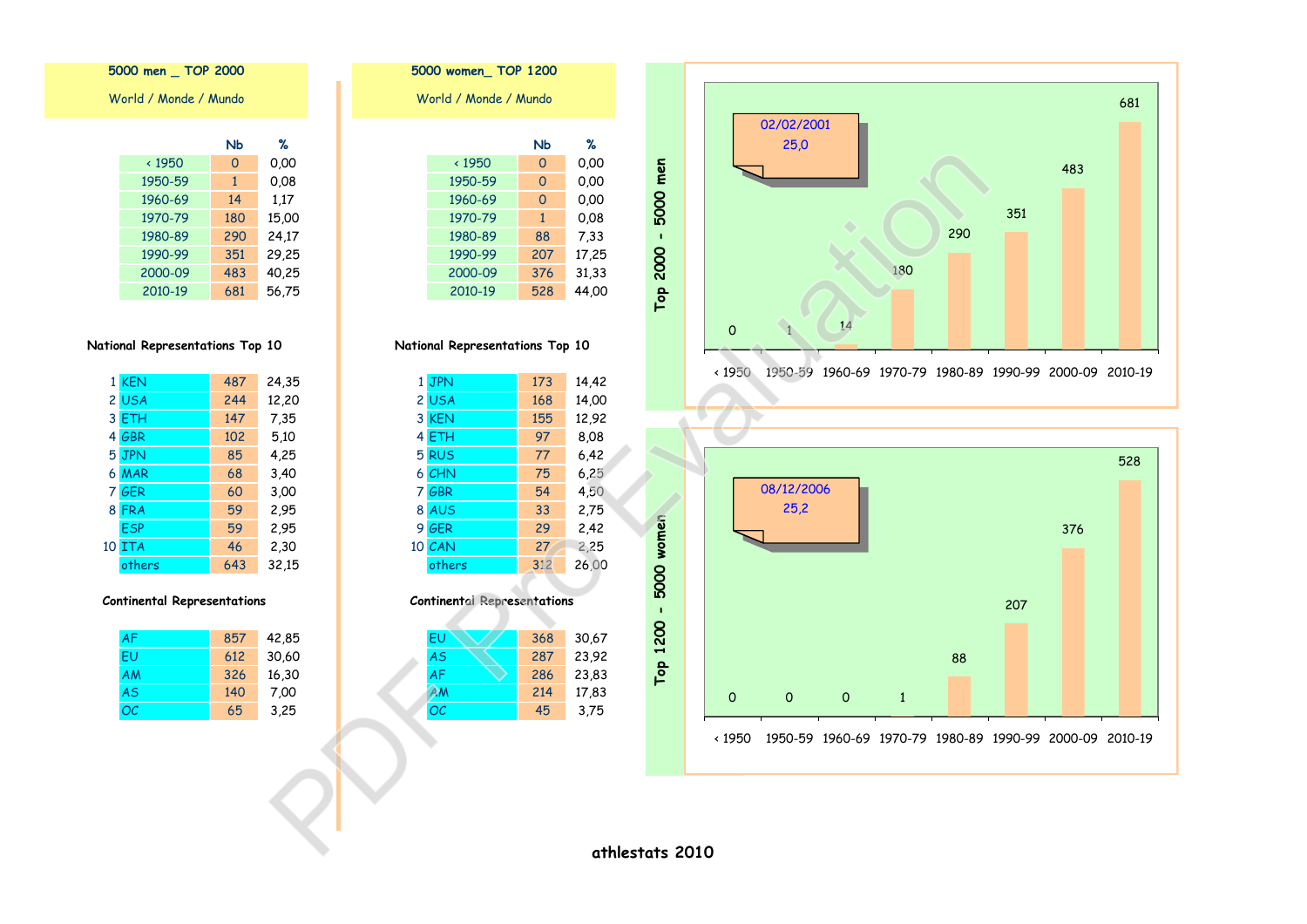## 5000 men _ TOP 2000

World / Monde / Mundo

| | Nb | % |
|---|---|---|
| < 1950 | 0 | 0,00 |
| 1950-59 | 1 | 0,08 |
| 1960-69 | 14 | 1,17 |
| 1970-79 | 180 | 15,00 |
| 1980-89 | 290 | 24,17 |
| 1990-99 | 351 | 29,25 |
| 2000-09 | 483 | 40,25 |
| 2010-19 | 681 | 56,75 |

**National Representations Top 10**

| | | Nb | % |
|---|---|---|---|
| 1 | KEN | 487 | 24,35 |
| 2 | USA | 244 | 12,20 |
| 3 | ETH | 147 | 7,35 |
| 4 | GBR | 102 | 5,10 |
| 5 | JPN | 85 | 4,25 |
| 6 | MAR | 68 | 3,40 |
| 7 | GER | 60 | 3,00 |
| 8 | FRA | 59 | 2,95 |
| | ESP | 59 | 2,95 |
| 10 | ITA | 46 | 2,30 |
| | others | 643 | 32,15 |

**Continental Representations**

| | Nb | % |
|---|---|---|
| AF | 857 | 42,85 |
| EU | 612 | 30,60 |
| AM | 326 | 16,30 |
| AS | 140 | 7,00 |
| OC | 65 | 3,25 |

## 5000 women_ TOP 1200

World / Monde / Mundo

| | Nb | % |
|---|---|---|
| < 1950 | 0 | 0,00 |
| 1950-59 | 0 | 0,00 |
| 1960-69 | 0 | 0,00 |
| 1970-79 | 1 | 0,08 |
| 1980-89 | 88 | 7,33 |
| 1990-99 | 207 | 17,25 |
| 2000-09 | 376 | 31,33 |
| 2010-19 | 528 | 44,00 |

**National Representations Top 10**

| | | Nb | % |
|---|---|---|---|
| 1 | JPN | 173 | 14,42 |
| 2 | USA | 168 | 14,00 |
| 3 | KEN | 155 | 12,92 |
| 4 | ETH | 97 | 8,08 |
| 5 | RUS | 77 | 6,42 |
| 6 | CHN | 75 | 6,25 |
| 7 | GBR | 54 | 4,50 |
| 8 | AUS | 33 | 2,75 |
| 9 | GER | 29 | 2,42 |
| 10 | CAN | 27 | 2,25 |
| | others | 312 | 26,00 |

**Continental Representations**

| | Nb | % |
|---|---|---|
| EU | 368 | 30,67 |
| AS | 287 | 23,92 |
| AF | 286 | 23,83 |
| AM | 214 | 17,83 |
| OC | 45 | 3,75 |

### Top 2000 - 5000 men

02/02/2001
25,0

| < 1950 | 1950-59 | 1960-69 | 1970-79 | 1980-89 | 1990-99 | 2000-09 | 2010-19 |
|---|---|---|---|---|---|---|---|
| 0 | 1 | 14 | 180 | 290 | 351 | 483 | 681 |

### Top 1200 - 5000 women

08/12/2006
25,2

| < 1950 | 1950-59 | 1960-69 | 1970-79 | 1980-89 | 1990-99 | 2000-09 | 2010-19 |
|---|---|---|---|---|---|---|---|
| 0 | 0 | 0 | 1 | 88 | 207 | 376 | 528 |

**athlestats 2010**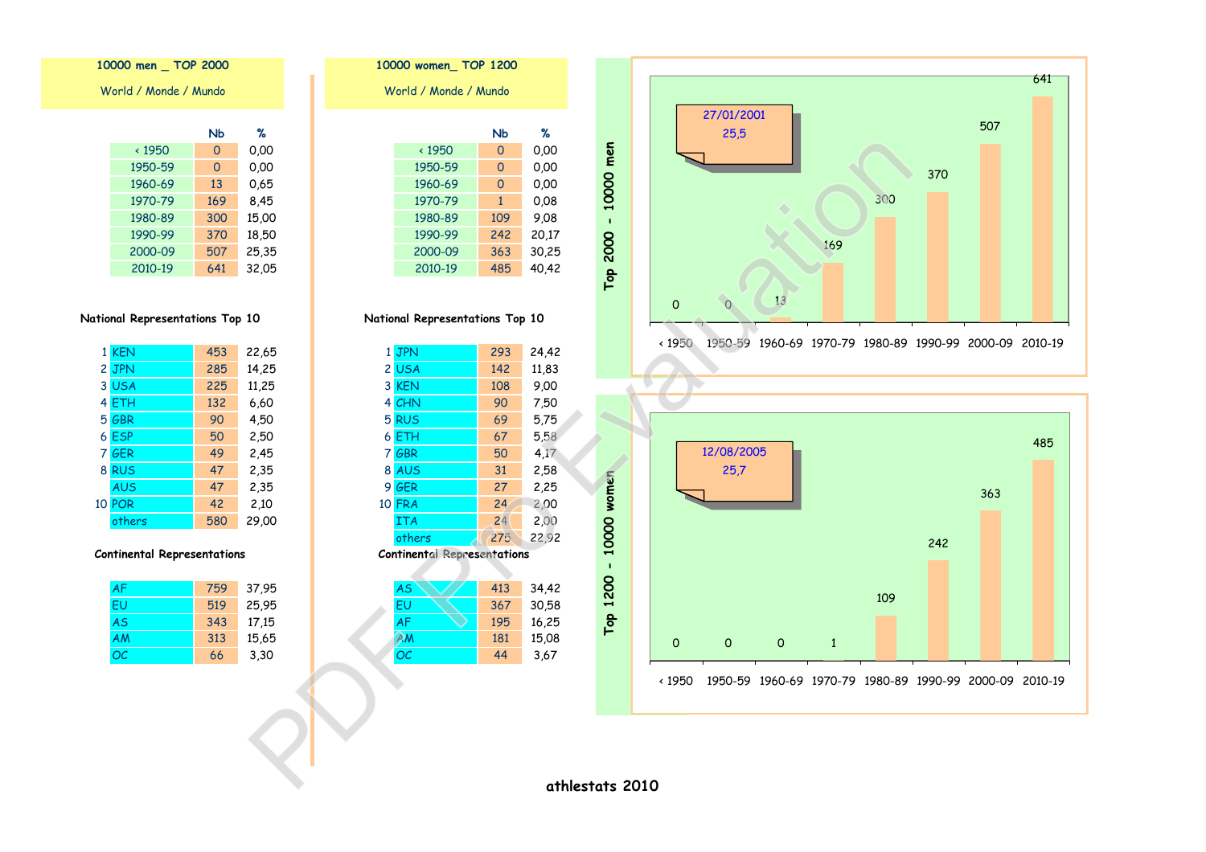## 10000 men _ TOP 2000

World / Monde / Mundo

| | Nb | % |
|---|---|---|
| < 1950 | 0 | 0,00 |
| 1950-59 | 0 | 0,00 |
| 1960-69 | 13 | 0,65 |
| 1970-79 | 169 | 8,45 |
| 1980-89 | 300 | 15,00 |
| 1990-99 | 370 | 18,50 |
| 2000-09 | 507 | 25,35 |
| 2010-19 | 641 | 32,05 |

### National Representations Top 10

| | | | |
|---|---|---|---|
| 1 | KEN | 453 | 22,65 |
| 2 | JPN | 285 | 14,25 |
| 3 | USA | 225 | 11,25 |
| 4 | ETH | 132 | 6,60 |
| 5 | GBR | 90 | 4,50 |
| 6 | ESP | 50 | 2,50 |
| 7 | GER | 49 | 2,45 |
| 8 | RUS | 47 | 2,35 |
| | AUS | 47 | 2,35 |
| 10 | POR | 42 | 2,10 |
| | others | 580 | 29,00 |

### Continental Representations

| | | |
|---|---|---|
| AF | 759 | 37,95 |
| EU | 519 | 25,95 |
| AS | 343 | 17,15 |
| AM | 313 | 15,65 |
| OC | 66 | 3,30 |

## 10000 women_ TOP 1200

World / Monde / Mundo

| | Nb | % |
|---|---|---|
| < 1950 | 0 | 0,00 |
| 1950-59 | 0 | 0,00 |
| 1960-69 | 0 | 0,00 |
| 1970-79 | 1 | 0,08 |
| 1980-89 | 109 | 9,08 |
| 1990-99 | 242 | 20,17 |
| 2000-09 | 363 | 30,25 |
| 2010-19 | 485 | 40,42 |

### National Representations Top 10

| | | | |
|---|---|---|---|
| 1 | JPN | 293 | 24,42 |
| 2 | USA | 142 | 11,83 |
| 3 | KEN | 108 | 9,00 |
| 4 | CHN | 90 | 7,50 |
| 5 | RUS | 69 | 5,75 |
| 6 | ETH | 67 | 5,58 |
| 7 | GBR | 50 | 4,17 |
| 8 | AUS | 31 | 2,58 |
| 9 | GER | 27 | 2,25 |
| 10 | FRA | 24 | 2,00 |
| | ITA | 24 | 2,00 |
| | others | 275 | 22,92 |

### Continental Representations

| | | |
|---|---|---|
| AS | 413 | 34,42 |
| EU | 367 | 30,58 |
| AF | 195 | 16,25 |
| AM | 181 | 15,08 |
| OC | 44 | 3,67 |

### Top 2000 - 10000 men

27/01/2001
25,5

| < 1950 | 1950-59 | 1960-69 | 1970-79 | 1980-89 | 1990-99 | 2000-09 | 2010-19 |
|---|---|---|---|---|---|---|---|
| 0 | 0 | 13 | 169 | 300 | 370 | 507 | 641 |

### Top 1200 - 10000 women

12/08/2005
25,7

| < 1950 | 1950-59 | 1960-69 | 1970-79 | 1980-89 | 1990-99 | 2000-09 | 2010-19 |
|---|---|---|---|---|---|---|---|
| 0 | 0 | 0 | 1 | 109 | 242 | 363 | 485 |

athlestats 2010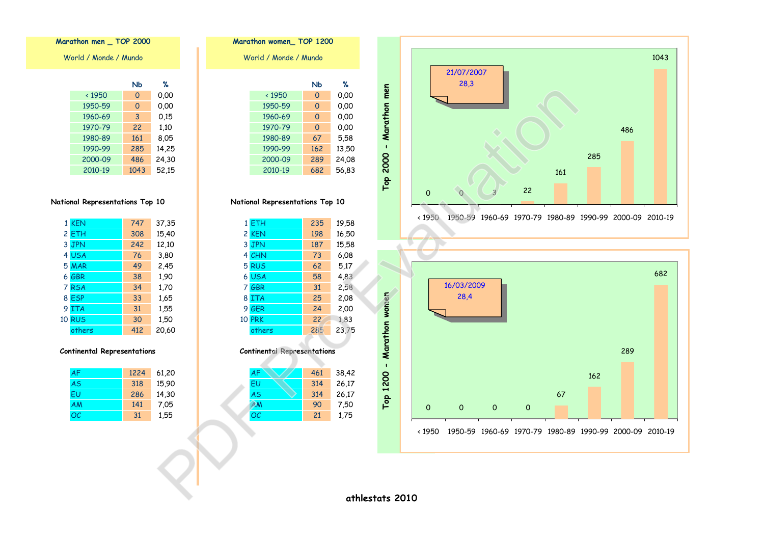## Marathon men _ TOP 2000

World / Monde / Mundo

| | Nb | % |
|---|---|---|
| < 1950 | 0 | 0,00 |
| 1950-59 | 0 | 0,00 |
| 1960-69 | 3 | 0,15 |
| 1970-79 | 22 | 1,10 |
| 1980-89 | 161 | 8,05 |
| 1990-99 | 285 | 14,25 |
| 2000-09 | 486 | 24,30 |
| 2010-19 | 1043 | 52,15 |

### National Representations Top 10

| | | | |
|---|---|---|---|
| 1 | KEN | 747 | 37,35 |
| 2 | ETH | 308 | 15,40 |
| 3 | JPN | 242 | 12,10 |
| 4 | USA | 76 | 3,80 |
| 5 | MAR | 49 | 2,45 |
| 6 | GBR | 38 | 1,90 |
| 7 | RSA | 34 | 1,70 |
| 8 | ESP | 33 | 1,65 |
| 9 | ITA | 31 | 1,55 |
| 10 | RUS | 30 | 1,50 |
| | others | 412 | 20,60 |

### Continental Representations

| | | |
|---|---|---|
| AF | 1224 | 61,20 |
| AS | 318 | 15,90 |
| EU | 286 | 14,30 |
| AM | 141 | 7,05 |
| OC | 31 | 1,55 |

## Marathon women_ TOP 1200

World / Monde / Mundo

| | Nb | % |
|---|---|---|
| < 1950 | 0 | 0,00 |
| 1950-59 | 0 | 0,00 |
| 1960-69 | 0 | 0,00 |
| 1970-79 | 0 | 0,00 |
| 1980-89 | 67 | 5,58 |
| 1990-99 | 162 | 13,50 |
| 2000-09 | 289 | 24,08 |
| 2010-19 | 682 | 56,83 |

### National Representations Top 10

| | | | |
|---|---|---|---|
| 1 | ETH | 235 | 19,58 |
| 2 | KEN | 198 | 16,50 |
| 3 | JPN | 187 | 15,58 |
| 4 | CHN | 73 | 6,08 |
| 5 | RUS | 62 | 5,17 |
| 6 | USA | 58 | 4,83 |
| 7 | GBR | 31 | 2,58 |
| 8 | ITA | 25 | 2,08 |
| 9 | GER | 24 | 2,00 |
| 10 | PRK | 22 | 1,83 |
| | others | 285 | 23,75 |

### Continental Representations

| | | |
|---|---|---|
| AF | 461 | 38,42 |
| EU | 314 | 26,17 |
| AS | 314 | 26,17 |
| AM | 90 | 7,50 |
| OC | 21 | 1,75 |

## Top 2000 - Marathon men

21/07/2007
28,3

| < 1950 | 1950-59 | 1960-69 | 1970-79 | 1980-89 | 1990-99 | 2000-09 | 2010-19 |
|---|---|---|---|---|---|---|---|
| 0 | 0 | 3 | 22 | 161 | 285 | 486 | 1043 |

## Top 1200 - Marathon women

16/03/2009
28,4

| < 1950 | 1950-59 | 1960-69 | 1970-79 | 1980-89 | 1990-99 | 2000-09 | 2010-19 |
|---|---|---|---|---|---|---|---|
| 0 | 0 | 0 | 0 | 67 | 162 | 289 | 682 |

athlestats 2010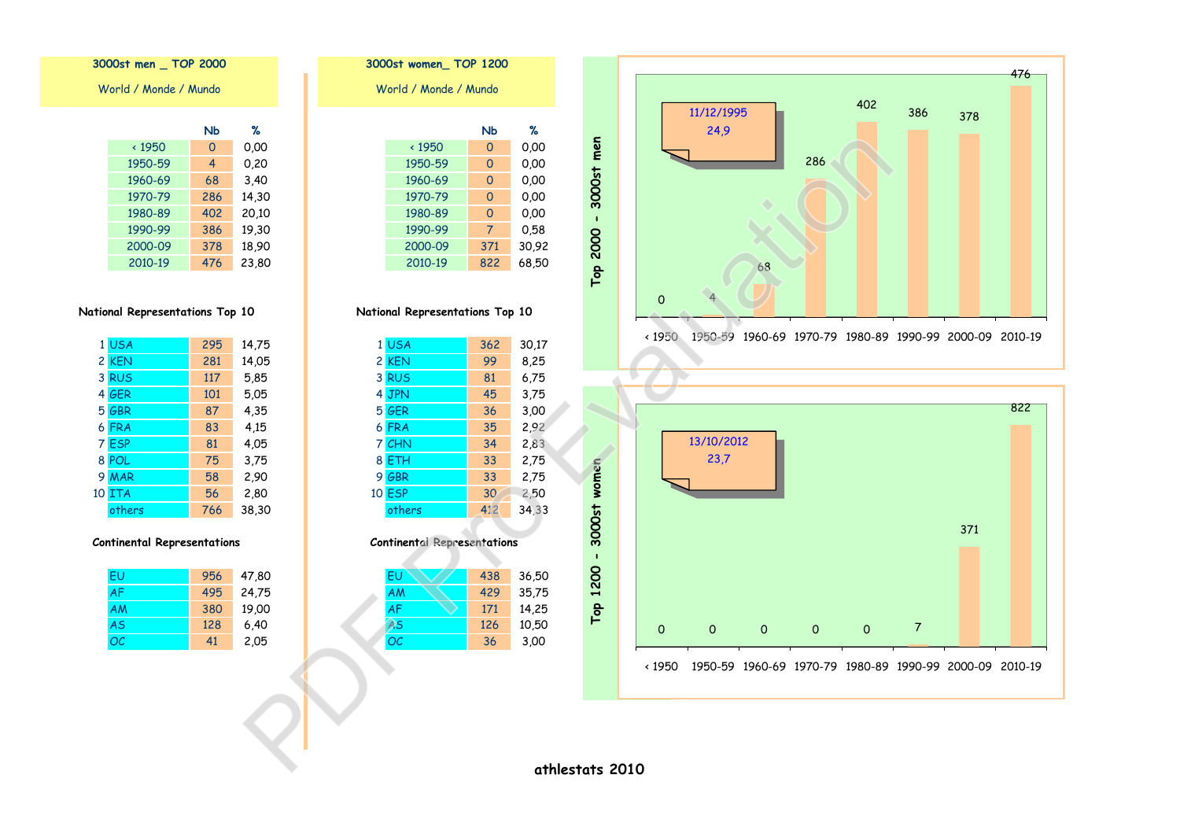## 3000st men _ TOP 2000

World / Monde / Mundo

| | Nb | % |
|---|---|---|
| < 1950 | 0 | 0,00 |
| 1950-59 | 4 | 0,20 |
| 1960-69 | 68 | 3,40 |
| 1970-79 | 286 | 14,30 |
| 1980-89 | 402 | 20,10 |
| 1990-99 | 386 | 19,30 |
| 2000-09 | 378 | 18,90 |
| 2010-19 | 476 | 23,80 |

### National Representations Top 10

| | | | |
|---|---|---|---|
| 1 | USA | 295 | 14,75 |
| 2 | KEN | 281 | 14,05 |
| 3 | RUS | 117 | 5,85 |
| 4 | GER | 101 | 5,05 |
| 5 | GBR | 87 | 4,35 |
| 6 | FRA | 83 | 4,15 |
| 7 | ESP | 81 | 4,05 |
| 8 | POL | 75 | 3,75 |
| 9 | MAR | 58 | 2,90 |
| 10 | ITA | 56 | 2,80 |
| | others | 766 | 38,30 |

### Continental Representations

| | | |
|---|---|---|
| EU | 956 | 47,80 |
| AF | 495 | 24,75 |
| AM | 380 | 19,00 |
| AS | 128 | 6,40 |
| OC | 41 | 2,05 |

## 3000st women_ TOP 1200

World / Monde / Mundo

| | Nb | % |
|---|---|---|
| < 1950 | 0 | 0,00 |
| 1950-59 | 0 | 0,00 |
| 1960-69 | 0 | 0,00 |
| 1970-79 | 0 | 0,00 |
| 1980-89 | 0 | 0,00 |
| 1990-99 | 7 | 0,58 |
| 2000-09 | 371 | 30,92 |
| 2010-19 | 822 | 68,50 |

### National Representations Top 10

| | | | |
|---|---|---|---|
| 1 | USA | 362 | 30,17 |
| 2 | KEN | 99 | 8,25 |
| 3 | RUS | 81 | 6,75 |
| 4 | JPN | 45 | 3,75 |
| 5 | GER | 36 | 3,00 |
| 6 | FRA | 35 | 2,92 |
| 7 | CHN | 34 | 2,83 |
| 8 | ETH | 33 | 2,75 |
| 9 | GBR | 33 | 2,75 |
| 10 | ESP | 30 | 2,50 |
| | others | 412 | 34,33 |

### Continental Representations

| | | |
|---|---|---|
| EU | 438 | 36,50 |
| AM | 429 | 35,75 |
| AF | 171 | 14,25 |
| AS | 126 | 10,50 |
| OC | 36 | 3,00 |

### Top 2000 - 3000st men

11/12/1995
24,9

| < 1950 | 1950-59 | 1960-69 | 1970-79 | 1980-89 | 1990-99 | 2000-09 | 2010-19 |
|---|---|---|---|---|---|---|---|
| 0 | 4 | 68 | 286 | 402 | 386 | 378 | 476 |

### Top 1200 - 3000st women

13/10/2012
23,7

| < 1950 | 1950-59 | 1960-69 | 1970-79 | 1980-89 | 1990-99 | 2000-09 | 2010-19 |
|---|---|---|---|---|---|---|---|
| 0 | 0 | 0 | 0 | 0 | 7 | 371 | 822 |

athlestats 2010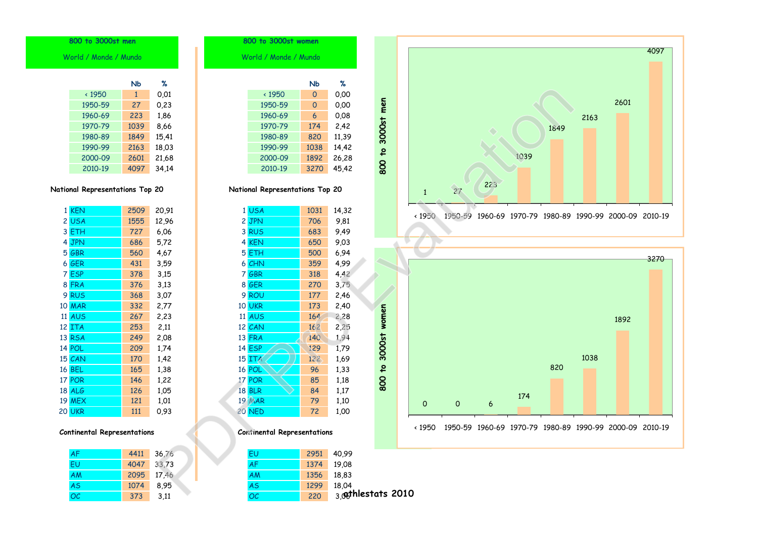## 800 to 3000st men

World / Monde / Mundo

| | Nb | % |
|---|---|---|
| < 1950 | 1 | 0,01 |
| 1950-59 | 27 | 0,23 |
| 1960-69 | 223 | 1,86 |
| 1970-79 | 1039 | 8,66 |
| 1980-89 | 1849 | 15,41 |
| 1990-99 | 2163 | 18,03 |
| 2000-09 | 2601 | 21,68 |
| 2010-19 | 4097 | 34,14 |

### National Representations Top 20

| | | | |
|---|---|---|---|
| 1 | KEN | 2509 | 20,91 |
| 2 | USA | 1555 | 12,96 |
| 3 | ETH | 727 | 6,06 |
| 4 | JPN | 686 | 5,72 |
| 5 | GBR | 560 | 4,67 |
| 6 | GER | 431 | 3,59 |
| 7 | ESP | 378 | 3,15 |
| 8 | FRA | 376 | 3,13 |
| 9 | RUS | 368 | 3,07 |
| 10 | MAR | 332 | 2,77 |
| 11 | AUS | 267 | 2,23 |
| 12 | ITA | 253 | 2,11 |
| 13 | RSA | 249 | 2,08 |
| 14 | POL | 209 | 1,74 |
| 15 | CAN | 170 | 1,42 |
| 16 | BEL | 165 | 1,38 |
| 17 | POR | 146 | 1,22 |
| 18 | ALG | 126 | 1,05 |
| 19 | MEX | 121 | 1,01 |
| 20 | UKR | 111 | 0,93 |

### Continental Representations

| | | |
|---|---|---|
| AF | 4411 | 36,76 |
| EU | 4047 | 33,73 |
| AM | 2095 | 17,46 |
| AS | 1074 | 8,95 |
| OC | 373 | 3,11 |

## 800 to 3000st women

World / Monde / Mundo

| | Nb | % |
|---|---|---|
| < 1950 | 0 | 0,00 |
| 1950-59 | 0 | 0,00 |
| 1960-69 | 6 | 0,08 |
| 1970-79 | 174 | 2,42 |
| 1980-89 | 820 | 11,39 |
| 1990-99 | 1038 | 14,42 |
| 2000-09 | 1892 | 26,28 |
| 2010-19 | 3270 | 45,42 |

### National Representations Top 20

| | | | |
|---|---|---|---|
| 1 | USA | 1031 | 14,32 |
| 2 | JPN | 706 | 9,81 |
| 3 | RUS | 683 | 9,49 |
| 4 | KEN | 650 | 9,03 |
| 5 | ETH | 500 | 6,94 |
| 6 | CHN | 359 | 4,99 |
| 7 | GBR | 318 | 4,42 |
| 8 | GER | 270 | 3,75 |
| 9 | ROU | 177 | 2,46 |
| 10 | UKR | 173 | 2,40 |
| 11 | AUS | 164 | 2,28 |
| 12 | CAN | 162 | 2,25 |
| 13 | FRA | 140 | 1,94 |
| 14 | ESP | 129 | 1,79 |
| 15 | ITA | 122 | 1,69 |
| 16 | POL | 96 | 1,33 |
| 17 | POR | 85 | 1,18 |
| 18 | BLR | 84 | 1,17 |
| 19 | MAR | 79 | 1,10 |
| 20 | NED | 72 | 1,00 |

### Continental Representations

| | | |
|---|---|---|
| EU | 2951 | 40,99 |
| AF | 1374 | 19,08 |
| AM | 1356 | 18,83 |
| AS | 1299 | 18,04 |
| OC | 220 | 3,06 |

800 to 3000st men

1 27 223 1039 1849 2163 2601 4097

< 1950 1950-59 1960-69 1970-79 1980-89 1990-99 2000-09 2010-19

800 to 3000st women

0 0 6 174 820 1038 1892 3270

< 1950 1950-59 1960-69 1970-79 1980-89 1990-99 2000-09 2010-19

athlestats 2010